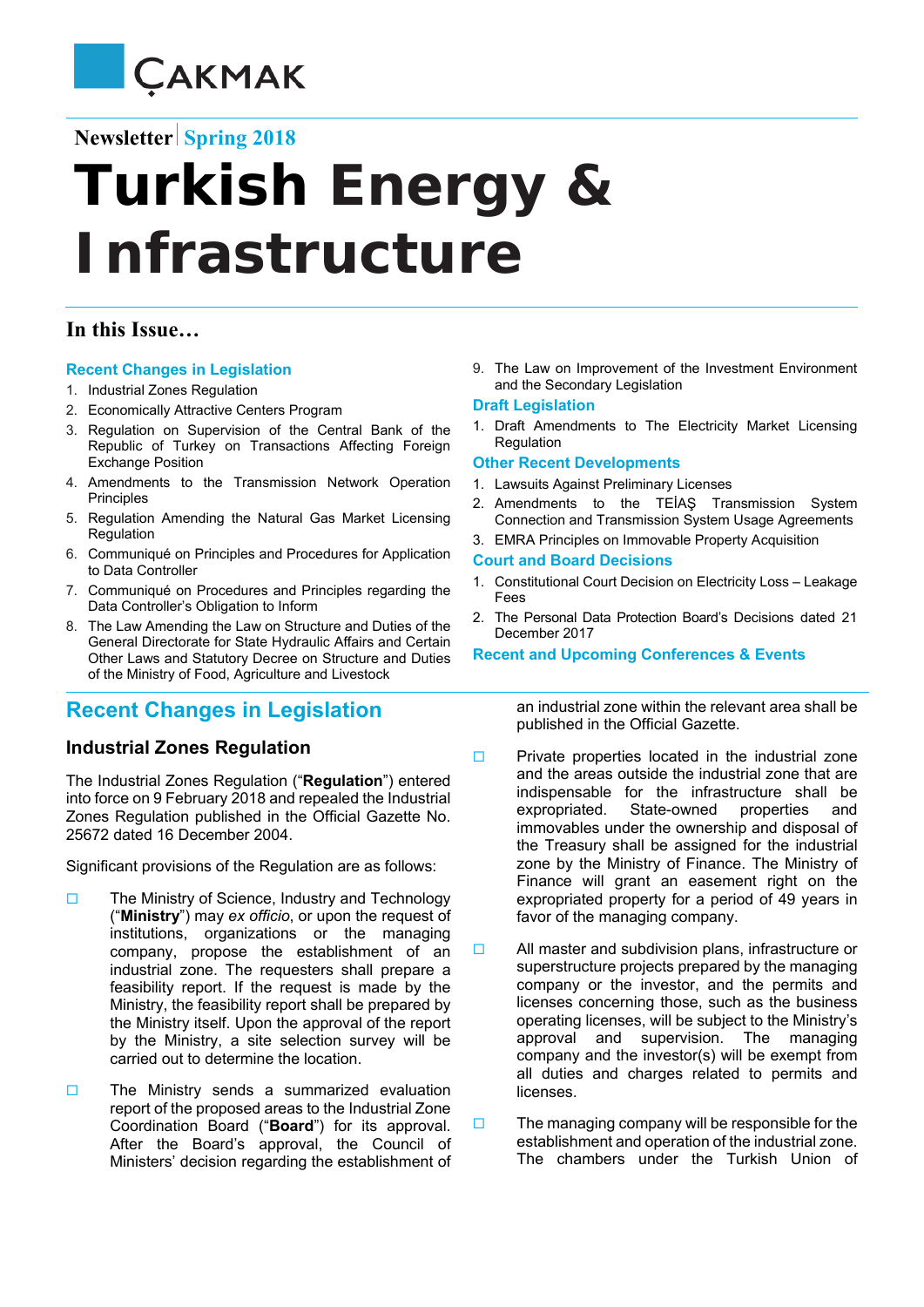ÇAKMAK

Newsletter | Spring 2018

# Turkish Energy & Infrastructure

## In this Issue…

**Recent Changes in Legislation**

1. Industrial Zones Regulation
2. Economically Attractive Centers Program
3. Regulation on Supervision of the Central Bank of the Republic of Turkey on Transactions Affecting Foreign Exchange Position
4. Amendments to the Transmission Network Operation Principles
5. Regulation Amending the Natural Gas Market Licensing Regulation
6. Communiqué on Principles and Procedures for Application to Data Controller
7. Communiqué on Procedures and Principles regarding the Data Controller's Obligation to Inform
8. The Law Amending the Law on Structure and Duties of the General Directorate for State Hydraulic Affairs and Certain Other Laws and Statutory Decree on Structure and Duties of the Ministry of Food, Agriculture and Livestock
9. The Law on Improvement of the Investment Environment and the Secondary Legislation

**Draft Legislation**

1. Draft Amendments to The Electricity Market Licensing Regulation

**Other Recent Developments**

1. Lawsuits Against Preliminary Licenses
2. Amendments to the TEİAŞ Transmission System Connection and Transmission System Usage Agreements
3. EMRA Principles on Immovable Property Acquisition

**Court and Board Decisions**

1. Constitutional Court Decision on Electricity Loss – Leakage Fees
2. The Personal Data Protection Board's Decisions dated 21 December 2017

**Recent and Upcoming Conferences & Events**

## Recent Changes in Legislation

### Industrial Zones Regulation

The Industrial Zones Regulation ("**Regulation**") entered into force on 9 February 2018 and repealed the Industrial Zones Regulation published in the Official Gazette No. 25672 dated 16 December 2004.

Significant provisions of the Regulation are as follows:

- The Ministry of Science, Industry and Technology ("**Ministry**") may *ex officio*, or upon the request of institutions, organizations or the managing company, propose the establishment of an industrial zone. The requesters shall prepare a feasibility report. If the request is made by the Ministry, the feasibility report shall be prepared by the Ministry itself. Upon the approval of the report by the Ministry, a site selection survey will be carried out to determine the location.

- The Ministry sends a summarized evaluation report of the proposed areas to the Industrial Zone Coordination Board ("**Board**") for its approval. After the Board's approval, the Council of Ministers' decision regarding the establishment of an industrial zone within the relevant area shall be published in the Official Gazette.

- Private properties located in the industrial zone and the areas outside the industrial zone that are indispensable for the infrastructure shall be expropriated. State-owned properties and immovables under the ownership and disposal of the Treasury shall be assigned for the industrial zone by the Ministry of Finance. The Ministry of Finance will grant an easement right on the expropriated property for a period of 49 years in favor of the managing company.

- All master and subdivision plans, infrastructure or superstructure projects prepared by the managing company or the investor, and the permits and licenses concerning those, such as the business operating licenses, will be subject to the Ministry's approval and supervision. The managing company and the investor(s) will be exempt from all duties and charges related to permits and licenses.

- The managing company will be responsible for the establishment and operation of the industrial zone. The chambers under the Turkish Union of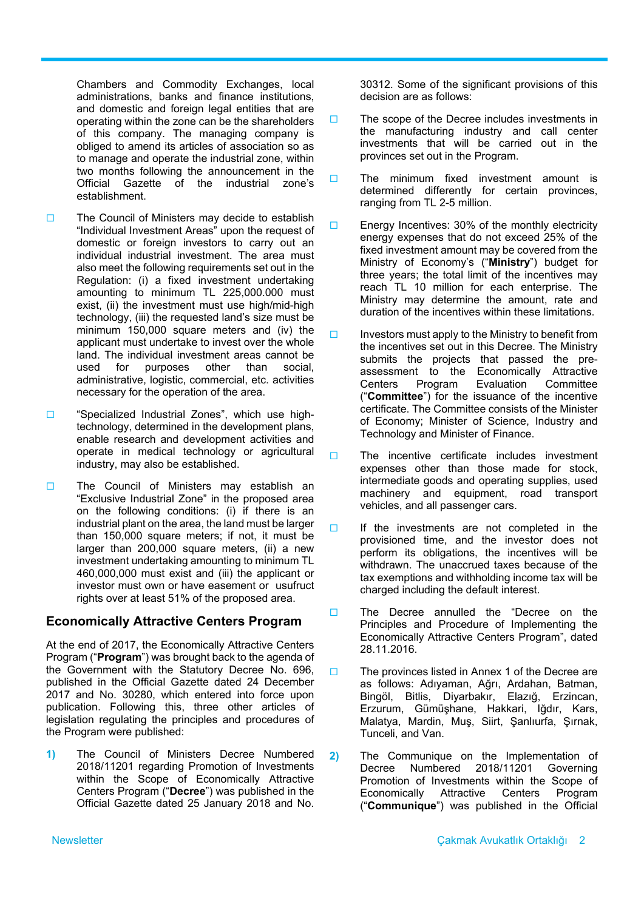Chambers and Commodity Exchanges, local administrations, banks and finance institutions, and domestic and foreign legal entities that are operating within the zone can be the shareholders of this company. The managing company is obliged to amend its articles of association so as to manage and operate the industrial zone, within two months following the announcement in the Official Gazette of the industrial zone's establishment.

- The Council of Ministers may decide to establish "Individual Investment Areas" upon the request of domestic or foreign investors to carry out an individual industrial investment. The area must also meet the following requirements set out in the Regulation: (i) a fixed investment undertaking amounting to minimum TL 225,000.000 must exist, (ii) the investment must use high/mid-high technology, (iii) the requested land's size must be minimum 150,000 square meters and (iv) the applicant must undertake to invest over the whole land. The individual investment areas cannot be used for purposes other than social, administrative, logistic, commercial, etc. activities necessary for the operation of the area.
- "Specialized Industrial Zones", which use high-technology, determined in the development plans, enable research and development activities and operate in medical technology or agricultural industry, may also be established.
- The Council of Ministers may establish an "Exclusive Industrial Zone" in the proposed area on the following conditions: (i) if there is an industrial plant on the area, the land must be larger than 150,000 square meters; if not, it must be larger than 200,000 square meters, (ii) a new investment undertaking amounting to minimum TL 460,000,000 must exist and (iii) the applicant or investor must own or have easement or usufruct rights over at least 51% of the proposed area.

## Economically Attractive Centers Program

At the end of 2017, the Economically Attractive Centers Program ("**Program**") was brought back to the agenda of the Government with the Statutory Decree No. 696, published in the Official Gazette dated 24 December 2017 and No. 30280, which entered into force upon publication. Following this, three other articles of legislation regulating the principles and procedures of the Program were published:

1) The Council of Ministers Decree Numbered 2018/11201 regarding Promotion of Investments within the Scope of Economically Attractive Centers Program ("**Decree**") was published in the Official Gazette dated 25 January 2018 and No. 30312. Some of the significant provisions of this decision are as follows:

   - The scope of the Decree includes investments in the manufacturing industry and call center investments that will be carried out in the provinces set out in the Program.
   - The minimum fixed investment amount is determined differently for certain provinces, ranging from TL 2-5 million.
   - Energy Incentives: 30% of the monthly electricity energy expenses that do not exceed 25% of the fixed investment amount may be covered from the Ministry of Economy's ("**Ministry**") budget for three years; the total limit of the incentives may reach TL 10 million for each enterprise. The Ministry may determine the amount, rate and duration of the incentives within these limitations.
   - Investors must apply to the Ministry to benefit from the incentives set out in this Decree. The Ministry submits the projects that passed the pre-assessment to the Economically Attractive Centers Program Evaluation Committee ("**Committee**") for the issuance of the incentive certificate. The Committee consists of the Minister of Economy; Minister of Science, Industry and Technology and Minister of Finance.
   - The incentive certificate includes investment expenses other than those made for stock, intermediate goods and operating supplies, used machinery and equipment, road transport vehicles, and all passenger cars.
   - If the investments are not completed in the provisioned time, and the investor does not perform its obligations, the incentives will be withdrawn. The unaccrued taxes because of the tax exemptions and withholding income tax will be charged including the default interest.
   - The Decree annulled the "Decree on the Principles and Procedure of Implementing the Economically Attractive Centers Program", dated 28.11.2016.
   - The provinces listed in Annex 1 of the Decree are as follows: Adıyaman, Ağrı, Ardahan, Batman, Bingöl, Bitlis, Diyarbakır, Elazığ, Erzincan, Erzurum, Gümüşhane, Hakkari, Iğdır, Kars, Malatya, Mardin, Muş, Siirt, Şanlıurfa, Şırnak, Tunceli, and Van.

2) The Communique on the Implementation of Decree Numbered 2018/11201 Governing Promotion of Investments within the Scope of Economically Attractive Centers Program ("**Communique**") was published in the Official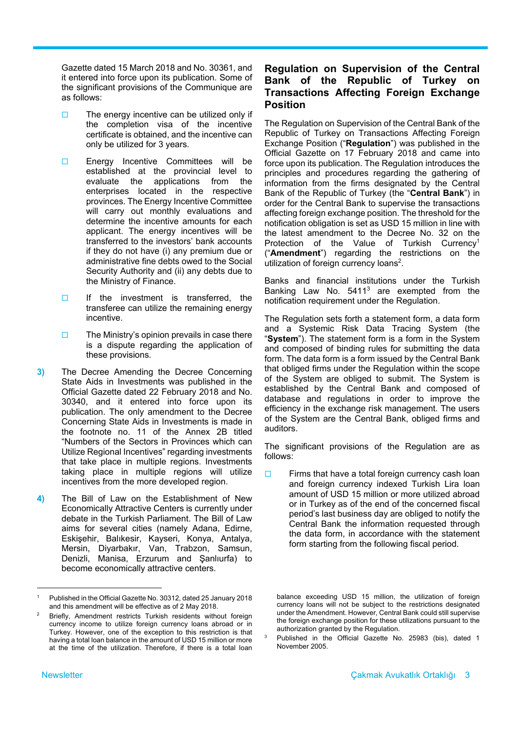Gazette dated 15 March 2018 and No. 30361, and it entered into force upon its publication. Some of the significant provisions of the Communique are as follows:

- The energy incentive can be utilized only if the completion visa of the incentive certificate is obtained, and the incentive can only be utilized for 3 years.
- Energy Incentive Committees will be established at the provincial level to evaluate the applications from the enterprises located in the respective provinces. The Energy Incentive Committee will carry out monthly evaluations and determine the incentive amounts for each applicant. The energy incentives will be transferred to the investors' bank accounts if they do not have (i) any premium due or administrative fine debts owed to the Social Security Authority and (ii) any debts due to the Ministry of Finance.
- If the investment is transferred, the transferee can utilize the remaining energy incentive.
- The Ministry's opinion prevails in case there is a dispute regarding the application of these provisions.

**3)** The Decree Amending the Decree Concerning State Aids in Investments was published in the Official Gazette dated 22 February 2018 and No. 30340, and it entered into force upon its publication. The only amendment to the Decree Concerning State Aids in Investments is made in the footnote no. 11 of the Annex 2B titled "Numbers of the Sectors in Provinces which can Utilize Regional Incentives" regarding investments that take place in multiple regions. Investments taking place in multiple regions will utilize incentives from the more developed region.

**4)** The Bill of Law on the Establishment of New Economically Attractive Centers is currently under debate in the Turkish Parliament. The Bill of Law aims for several cities (namely Adana, Edirne, Eskişehir, Balıkesir, Kayseri, Konya, Antalya, Mersin, Diyarbakır, Van, Trabzon, Samsun, Denizli, Manisa, Erzurum and Şanlıurfa) to become economically attractive centers.

## Regulation on Supervision of the Central Bank of the Republic of Turkey on Transactions Affecting Foreign Exchange Position

The Regulation on Supervision of the Central Bank of the Republic of Turkey on Transactions Affecting Foreign Exchange Position ("**Regulation**") was published in the Official Gazette on 17 February 2018 and came into force upon its publication. The Regulation introduces the principles and procedures regarding the gathering of information from the firms designated by the Central Bank of the Republic of Turkey (the "**Central Bank**") in order for the Central Bank to supervise the transactions affecting foreign exchange position. The threshold for the notification obligation is set as USD 15 million in line with the latest amendment to the Decree No. 32 on the Protection of the Value of Turkish Currency[1] ("**Amendment**") regarding the restrictions on the utilization of foreign currency loans[2].

Banks and financial institutions under the Turkish Banking Law No. 5411[3] are exempted from the notification requirement under the Regulation.

The Regulation sets forth a statement form, a data form and a Systemic Risk Data Tracing System (the "**System**"). The statement form is a form in the System and composed of binding rules for submitting the data form. The data form is a form issued by the Central Bank that obliged firms under the Regulation within the scope of the System are obliged to submit. The System is established by the Central Bank and composed of database and regulations in order to improve the efficiency in the exchange risk management. The users of the System are the Central Bank, obliged firms and auditors.

The significant provisions of the Regulation are as follows:

- Firms that have a total foreign currency cash loan and foreign currency indexed Turkish Lira loan amount of USD 15 million or more utilized abroad or in Turkey as of the end of the concerned fiscal period's last business day are obliged to notify the Central Bank the information requested through the data form, in accordance with the statement form starting from the following fiscal period.

---

[1] Published in the Official Gazette No. 30312, dated 25 January 2018 and this amendment will be effective as of 2 May 2018.

[2] Briefly, Amendment restricts Turkish residents without foreign currency income to utilize foreign currency loans abroad or in Turkey. However, one of the exception to this restriction is that having a total loan balance in the amount of USD 15 million or more at the time of the utilization. Therefore, if there is a total loan balance exceeding USD 15 million, the utilization of foreign currency loans will not be subject to the restrictions designated under the Amendment. However, Central Bank could still supervise the foreign exchange position for these utilizations pursuant to the authorization granted by the Regulation.

[3] Published in the Official Gazette No. 25983 (bis), dated 1 November 2005.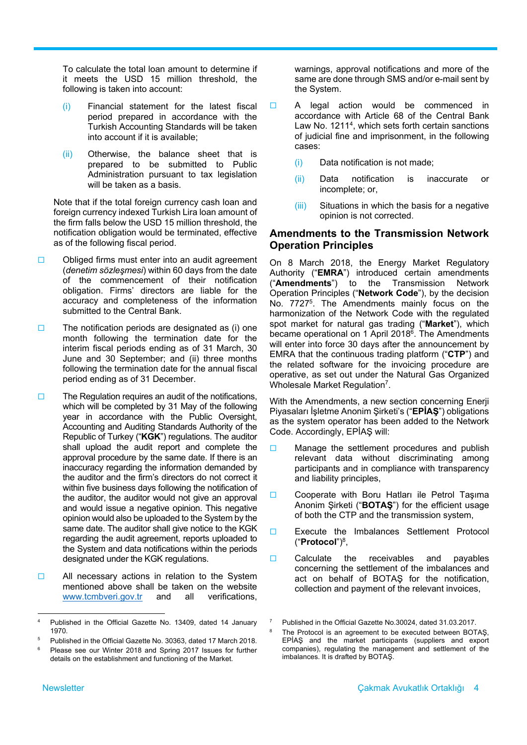To calculate the total loan amount to determine if it meets the USD 15 million threshold, the following is taken into account:

(i) Financial statement for the latest fiscal period prepared in accordance with the Turkish Accounting Standards will be taken into account if it is available;

(ii) Otherwise, the balance sheet that is prepared to be submitted to Public Administration pursuant to tax legislation will be taken as a basis.

Note that if the total foreign currency cash loan and foreign currency indexed Turkish Lira loan amount of the firm falls below the USD 15 million threshold, the notification obligation would be terminated, effective as of the following fiscal period.

- Obliged firms must enter into an audit agreement (*denetim sözleşmesi*) within 60 days from the date of the commencement of their notification obligation. Firms' directors are liable for the accuracy and completeness of the information submitted to the Central Bank.

- The notification periods are designated as (i) one month following the termination date for the interim fiscal periods ending as of 31 March, 30 June and 30 September; and (ii) three months following the termination date for the annual fiscal period ending as of 31 December.

- The Regulation requires an audit of the notifications, which will be completed by 31 May of the following year in accordance with the Public Oversight, Accounting and Auditing Standards Authority of the Republic of Turkey ("**KGK**") regulations. The auditor shall upload the audit report and complete the approval procedure by the same date. If there is an inaccuracy regarding the information demanded by the auditor and the firm's directors do not correct it within five business days following the notification of the auditor, the auditor would not give an approval and would issue a negative opinion. This negative opinion would also be uploaded to the System by the same date. The auditor shall give notice to the KGK regarding the audit agreement, reports uploaded to the System and data notifications within the periods designated under the KGK regulations.

- All necessary actions in relation to the System mentioned above shall be taken on the website www.tcmbveri.gov.tr and all verifications, warnings, approval notifications and more of the same are done through SMS and/or e-mail sent by the System.

- A legal action would be commenced in accordance with Article 68 of the Central Bank Law No. 1211[4], which sets forth certain sanctions of judicial fine and imprisonment, in the following cases:

  (i) Data notification is not made;

  (ii) Data notification is inaccurate or incomplete; or,

  (iii) Situations in which the basis for a negative opinion is not corrected.

## Amendments to the Transmission Network Operation Principles

On 8 March 2018, the Energy Market Regulatory Authority ("**EMRA**") introduced certain amendments ("**Amendments**") to the Transmission Network Operation Principles ("**Network Code**"), by the decision No. 7727[5]. The Amendments mainly focus on the harmonization of the Network Code with the regulated spot market for natural gas trading ("**Market**"), which became operational on 1 April 2018[6]. The Amendments will enter into force 30 days after the announcement by EMRA that the continuous trading platform ("**CTP**") and the related software for the invoicing procedure are operative, as set out under the Natural Gas Organized Wholesale Market Regulation[7].

With the Amendments, a new section concerning Enerji Piyasaları İşletme Anonim Şirketi's ("**EPİAŞ**") obligations as the system operator has been added to the Network Code. Accordingly, EPİAŞ will:

- Manage the settlement procedures and publish relevant data without discriminating among participants and in compliance with transparency and liability principles,

- Cooperate with Boru Hatları ile Petrol Taşıma Anonim Şirketi ("**BOTAŞ**") for the efficient usage of both the CTP and the transmission system,

- Execute the Imbalances Settlement Protocol ("**Protocol**")[8],

- Calculate the receivables and payables concerning the settlement of the imbalances and act on behalf of BOTAŞ for the notification, collection and payment of the relevant invoices,

---

[4] Published in the Official Gazette No. 13409, dated 14 January 1970.

[5] Published in the Official Gazette No. 30363, dated 17 March 2018.

[6] Please see our Winter 2018 and Spring 2017 Issues for further details on the establishment and functioning of the Market.

[7] Published in the Official Gazette No.30024, dated 31.03.2017.

[8] The Protocol is an agreement to be executed between BOTAŞ, EPİAŞ and the market participants (suppliers and export companies), regulating the management and settlement of the imbalances. It is drafted by BOTAŞ.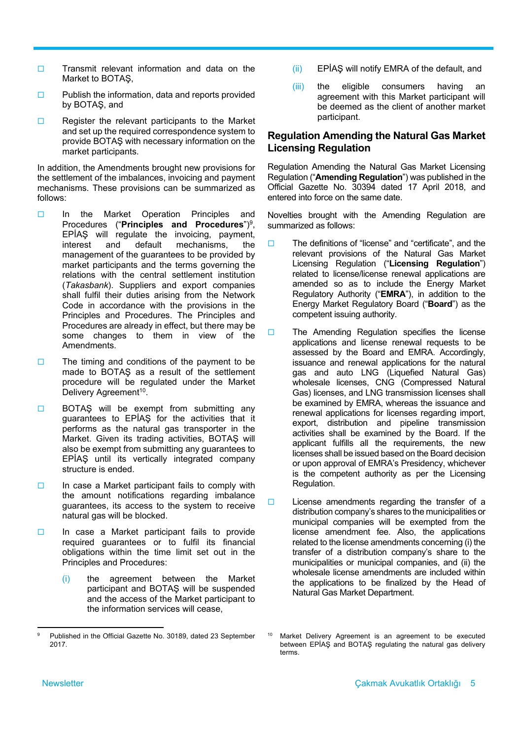- Transmit relevant information and data on the Market to BOTAŞ,
- Publish the information, data and reports provided by BOTAŞ, and
- Register the relevant participants to the Market and set up the required correspondence system to provide BOTAŞ with necessary information on the market participants.

In addition, the Amendments brought new provisions for the settlement of the imbalances, invoicing and payment mechanisms. These provisions can be summarized as follows:

- In the Market Operation Principles and Procedures ("**Principles and Procedures**")[9], EPİAŞ will regulate the invoicing, payment, interest and default mechanisms, the management of the guarantees to be provided by market participants and the terms governing the relations with the central settlement institution (*Takasbank*). Suppliers and export companies shall fulfil their duties arising from the Network Code in accordance with the provisions in the Principles and Procedures. The Principles and Procedures are already in effect, but there may be some changes to them in view of the Amendments.
- The timing and conditions of the payment to be made to BOTAŞ as a result of the settlement procedure will be regulated under the Market Delivery Agreement[10].
- BOTAŞ will be exempt from submitting any guarantees to EPİAŞ for the activities that it performs as the natural gas transporter in the Market. Given its trading activities, BOTAŞ will also be exempt from submitting any guarantees to EPİAŞ until its vertically integrated company structure is ended.
- In case a Market participant fails to comply with the amount notifications regarding imbalance guarantees, its access to the system to receive natural gas will be blocked.
- In case a Market participant fails to provide required guarantees or to fulfil its financial obligations within the time limit set out in the Principles and Procedures:
  - (i) the agreement between the Market participant and BOTAŞ will be suspended and the access of the Market participant to the information services will cease,
  - (ii) EPİAŞ will notify EMRA of the default, and
  - (iii) the eligible consumers having an agreement with this Market participant will be deemed as the client of another market participant.

## Regulation Amending the Natural Gas Market Licensing Regulation

Regulation Amending the Natural Gas Market Licensing Regulation ("**Amending Regulation**") was published in the Official Gazette No. 30394 dated 17 April 2018, and entered into force on the same date.

Novelties brought with the Amending Regulation are summarized as follows:

- The definitions of "license" and "certificate", and the relevant provisions of the Natural Gas Market Licensing Regulation ("**Licensing Regulation**") related to license/license renewal applications are amended so as to include the Energy Market Regulatory Authority ("**EMRA**"), in addition to the Energy Market Regulatory Board ("**Board**") as the competent issuing authority.
- The Amending Regulation specifies the license applications and license renewal requests to be assessed by the Board and EMRA. Accordingly, issuance and renewal applications for the natural gas and auto LNG (Liquefied Natural Gas) wholesale licenses, CNG (Compressed Natural Gas) licenses, and LNG transmission licenses shall be examined by EMRA, whereas the issuance and renewal applications for licenses regarding import, export, distribution and pipeline transmission activities shall be examined by the Board. If the applicant fulfills all the requirements, the new licenses shall be issued based on the Board decision or upon approval of EMRA's Presidency, whichever is the competent authority as per the Licensing Regulation.
- License amendments regarding the transfer of a distribution company's shares to the municipalities or municipal companies will be exempted from the license amendment fee. Also, the applications related to the license amendments concerning (i) the transfer of a distribution company's share to the municipalities or municipal companies, and (ii) the wholesale license amendments are included within the applications to be finalized by the Head of Natural Gas Market Department.

[9] Published in the Official Gazette No. 30189, dated 23 September 2017.

[10] Market Delivery Agreement is an agreement to be executed between EPİAŞ and BOTAŞ regulating the natural gas delivery terms.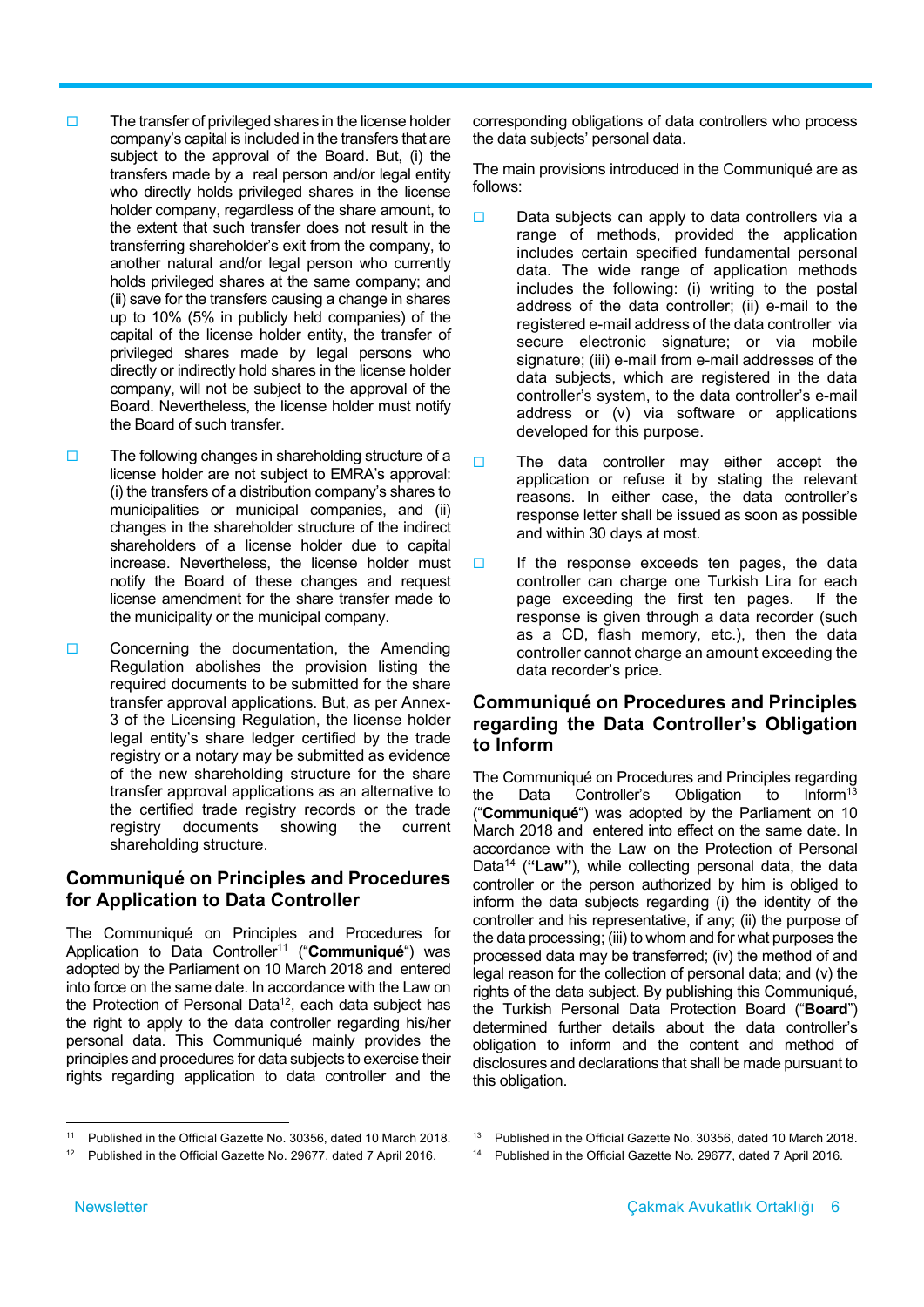- The transfer of privileged shares in the license holder company's capital is included in the transfers that are subject to the approval of the Board. But, (i) the transfers made by a real person and/or legal entity who directly holds privileged shares in the license holder company, regardless of the share amount, to the extent that such transfer does not result in the transferring shareholder's exit from the company, to another natural and/or legal person who currently holds privileged shares at the same company; and (ii) save for the transfers causing a change in shares up to 10% (5% in publicly held companies) of the capital of the license holder entity, the transfer of privileged shares made by legal persons who directly or indirectly hold shares in the license holder company, will not be subject to the approval of the Board. Nevertheless, the license holder must notify the Board of such transfer.

- The following changes in shareholding structure of a license holder are not subject to EMRA's approval: (i) the transfers of a distribution company's shares to municipalities or municipal companies, and (ii) changes in the shareholder structure of the indirect shareholders of a license holder due to capital increase. Nevertheless, the license holder must notify the Board of these changes and request license amendment for the share transfer made to the municipality or the municipal company.

- Concerning the documentation, the Amending Regulation abolishes the provision listing the required documents to be submitted for the share transfer approval applications. But, as per Annex-3 of the Licensing Regulation, the license holder legal entity's share ledger certified by the trade registry or a notary may be submitted as evidence of the new shareholding structure for the share transfer approval applications as an alternative to the certified trade registry records or the trade registry documents showing the current shareholding structure.

## Communiqué on Principles and Procedures for Application to Data Controller

The Communiqué on Principles and Procedures for Application to Data Controller[11] ("**Communiqué**") was adopted by the Parliament on 10 March 2018 and entered into force on the same date. In accordance with the Law on the Protection of Personal Data[12], each data subject has the right to apply to the data controller regarding his/her personal data. This Communiqué mainly provides the principles and procedures for data subjects to exercise their rights regarding application to data controller and the corresponding obligations of data controllers who process the data subjects' personal data.

The main provisions introduced in the Communiqué are as follows:

- Data subjects can apply to data controllers via a range of methods, provided the application includes certain specified fundamental personal data. The wide range of application methods includes the following: (i) writing to the postal address of the data controller; (ii) e-mail to the registered e-mail address of the data controller via secure electronic signature; or via mobile signature; (iii) e-mail from e-mail addresses of the data subjects, which are registered in the data controller's system, to the data controller's e-mail address or (v) via software or applications developed for this purpose.

- The data controller may either accept the application or refuse it by stating the relevant reasons. In either case, the data controller's response letter shall be issued as soon as possible and within 30 days at most.

- If the response exceeds ten pages, the data controller can charge one Turkish Lira for each page exceeding the first ten pages. If the response is given through a data recorder (such as a CD, flash memory, etc.), then the data controller cannot charge an amount exceeding the data recorder's price.

## Communiqué on Procedures and Principles regarding the Data Controller's Obligation to Inform

The Communiqué on Procedures and Principles regarding the Data Controller's Obligation to Inform[13] ("**Communiqué**") was adopted by the Parliament on 10 March 2018 and entered into effect on the same date. In accordance with the Law on the Protection of Personal Data[14] (**"Law"**), while collecting personal data, the data controller or the person authorized by him is obliged to inform the data subjects regarding (i) the identity of the controller and his representative, if any; (ii) the purpose of the data processing; (iii) to whom and for what purposes the processed data may be transferred; (iv) the method of and legal reason for the collection of personal data; and (v) the rights of the data subject. By publishing this Communiqué, the Turkish Personal Data Protection Board ("**Board**") determined further details about the data controller's obligation to inform and the content and method of disclosures and declarations that shall be made pursuant to this obligation.

---

[11] Published in the Official Gazette No. 30356, dated 10 March 2018.

[12] Published in the Official Gazette No. 29677, dated 7 April 2016.

[13] Published in the Official Gazette No. 30356, dated 10 March 2018.

[14] Published in the Official Gazette No. 29677, dated 7 April 2016.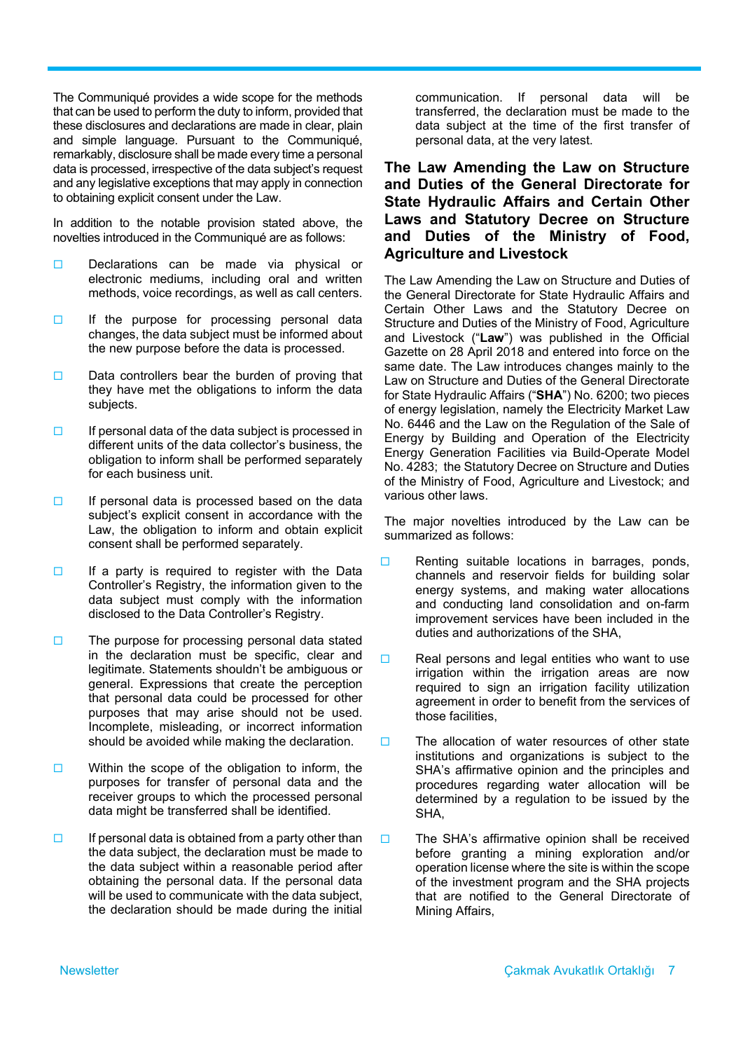The Communiqué provides a wide scope for the methods that can be used to perform the duty to inform, provided that these disclosures and declarations are made in clear, plain and simple language. Pursuant to the Communiqué, remarkably, disclosure shall be made every time a personal data is processed, irrespective of the data subject's request and any legislative exceptions that may apply in connection to obtaining explicit consent under the Law.

In addition to the notable provision stated above, the novelties introduced in the Communiqué are as follows:

- Declarations can be made via physical or electronic mediums, including oral and written methods, voice recordings, as well as call centers.
- If the purpose for processing personal data changes, the data subject must be informed about the new purpose before the data is processed.
- Data controllers bear the burden of proving that they have met the obligations to inform the data subjects.
- If personal data of the data subject is processed in different units of the data collector's business, the obligation to inform shall be performed separately for each business unit.
- If personal data is processed based on the data subject's explicit consent in accordance with the Law, the obligation to inform and obtain explicit consent shall be performed separately.
- If a party is required to register with the Data Controller's Registry, the information given to the data subject must comply with the information disclosed to the Data Controller's Registry.
- The purpose for processing personal data stated in the declaration must be specific, clear and legitimate. Statements shouldn't be ambiguous or general. Expressions that create the perception that personal data could be processed for other purposes that may arise should not be used. Incomplete, misleading, or incorrect information should be avoided while making the declaration.
- Within the scope of the obligation to inform, the purposes for transfer of personal data and the receiver groups to which the processed personal data might be transferred shall be identified.
- If personal data is obtained from a party other than the data subject, the declaration must be made to the data subject within a reasonable period after obtaining the personal data. If the personal data will be used to communicate with the data subject, the declaration should be made during the initial communication. If personal data will be transferred, the declaration must be made to the data subject at the time of the first transfer of personal data, at the very latest.

## The Law Amending the Law on Structure and Duties of the General Directorate for State Hydraulic Affairs and Certain Other Laws and Statutory Decree on Structure and Duties of the Ministry of Food, Agriculture and Livestock

The Law Amending the Law on Structure and Duties of the General Directorate for State Hydraulic Affairs and Certain Other Laws and the Statutory Decree on Structure and Duties of the Ministry of Food, Agriculture and Livestock ("**Law**") was published in the Official Gazette on 28 April 2018 and entered into force on the same date. The Law introduces changes mainly to the Law on Structure and Duties of the General Directorate for State Hydraulic Affairs ("**SHA**") No. 6200; two pieces of energy legislation, namely the Electricity Market Law No. 6446 and the Law on the Regulation of the Sale of Energy by Building and Operation of the Electricity Energy Generation Facilities via Build-Operate Model No. 4283; the Statutory Decree on Structure and Duties of the Ministry of Food, Agriculture and Livestock; and various other laws.

The major novelties introduced by the Law can be summarized as follows:

- Renting suitable locations in barrages, ponds, channels and reservoir fields for building solar energy systems, and making water allocations and conducting land consolidation and on-farm improvement services have been included in the duties and authorizations of the SHA,
- Real persons and legal entities who want to use irrigation within the irrigation areas are now required to sign an irrigation facility utilization agreement in order to benefit from the services of those facilities,
- The allocation of water resources of other state institutions and organizations is subject to the SHA's affirmative opinion and the principles and procedures regarding water allocation will be determined by a regulation to be issued by the SHA,
- The SHA's affirmative opinion shall be received before granting a mining exploration and/or operation license where the site is within the scope of the investment program and the SHA projects that are notified to the General Directorate of Mining Affairs,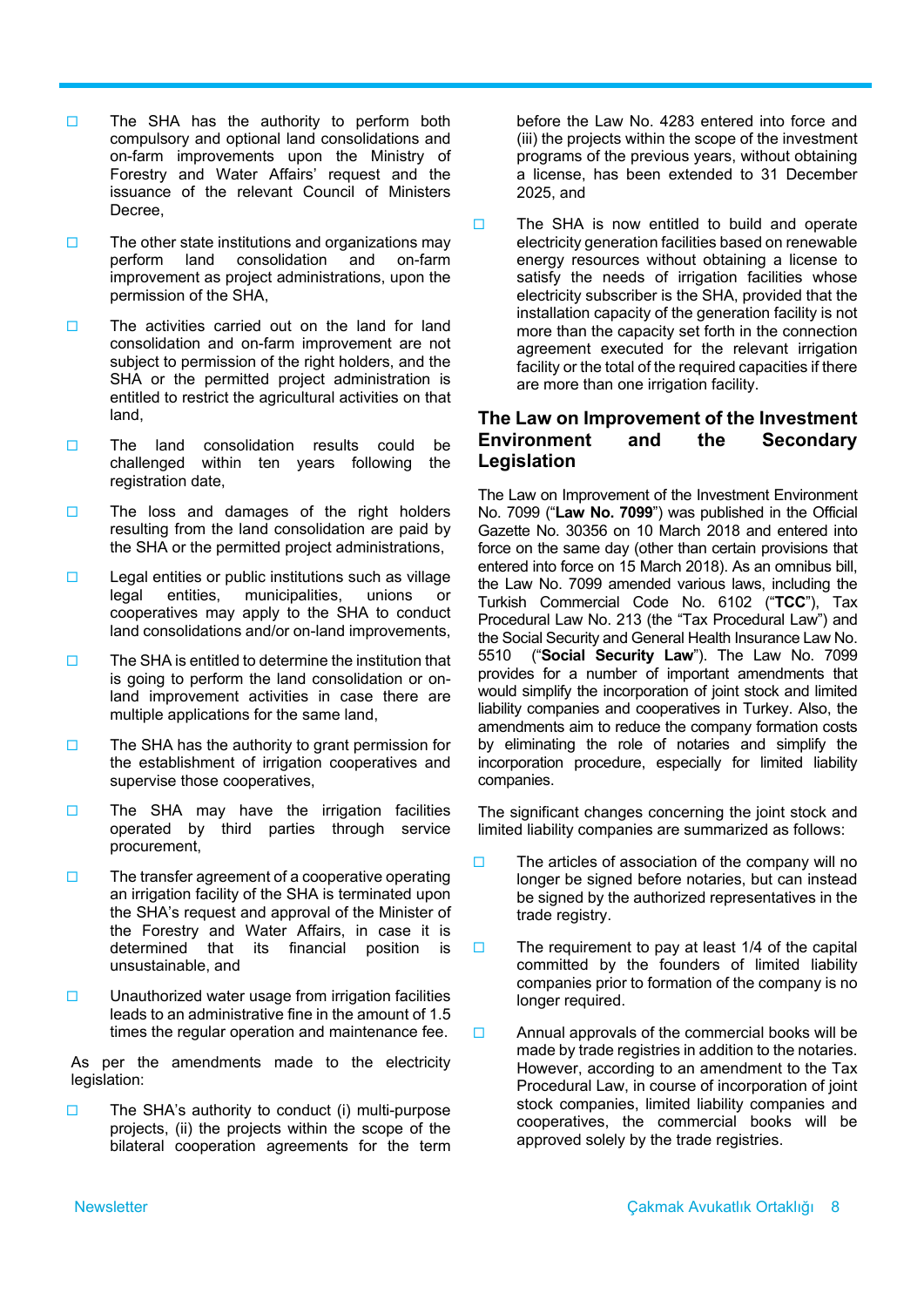- The SHA has the authority to perform both compulsory and optional land consolidations and on-farm improvements upon the Ministry of Forestry and Water Affairs' request and the issuance of the relevant Council of Ministers Decree,
- The other state institutions and organizations may perform land consolidation and on-farm improvement as project administrations, upon the permission of the SHA,
- The activities carried out on the land for land consolidation and on-farm improvement are not subject to permission of the right holders, and the SHA or the permitted project administration is entitled to restrict the agricultural activities on that land,
- The land consolidation results could be challenged within ten years following the registration date,
- The loss and damages of the right holders resulting from the land consolidation are paid by the SHA or the permitted project administrations,
- Legal entities or public institutions such as village legal entities, municipalities, unions or cooperatives may apply to the SHA to conduct land consolidations and/or on-land improvements,
- The SHA is entitled to determine the institution that is going to perform the land consolidation or on-land improvement activities in case there are multiple applications for the same land,
- The SHA has the authority to grant permission for the establishment of irrigation cooperatives and supervise those cooperatives,
- The SHA may have the irrigation facilities operated by third parties through service procurement,
- The transfer agreement of a cooperative operating an irrigation facility of the SHA is terminated upon the SHA's request and approval of the Minister of the Forestry and Water Affairs, in case it is determined that its financial position is unsustainable, and
- Unauthorized water usage from irrigation facilities leads to an administrative fine in the amount of 1.5 times the regular operation and maintenance fee.

As per the amendments made to the electricity legislation:

- The SHA's authority to conduct (i) multi-purpose projects, (ii) the projects within the scope of the bilateral cooperation agreements for the term before the Law No. 4283 entered into force and (iii) the projects within the scope of the investment programs of the previous years, without obtaining a license, has been extended to 31 December 2025, and
- The SHA is now entitled to build and operate electricity generation facilities based on renewable energy resources without obtaining a license to satisfy the needs of irrigation facilities whose electricity subscriber is the SHA, provided that the installation capacity of the generation facility is not more than the capacity set forth in the connection agreement executed for the relevant irrigation facility or the total of the required capacities if there are more than one irrigation facility.

## The Law on Improvement of the Investment Environment and the Secondary Legislation

The Law on Improvement of the Investment Environment No. 7099 ("**Law No. 7099**") was published in the Official Gazette No. 30356 on 10 March 2018 and entered into force on the same day (other than certain provisions that entered into force on 15 March 2018). As an omnibus bill, the Law No. 7099 amended various laws, including the Turkish Commercial Code No. 6102 ("**TCC**"), Tax Procedural Law No. 213 (the "Tax Procedural Law") and the Social Security and General Health Insurance Law No. 5510 ("**Social Security Law**"). The Law No. 7099 provides for a number of important amendments that would simplify the incorporation of joint stock and limited liability companies and cooperatives in Turkey. Also, the amendments aim to reduce the company formation costs by eliminating the role of notaries and simplify the incorporation procedure, especially for limited liability companies.

The significant changes concerning the joint stock and limited liability companies are summarized as follows:

- The articles of association of the company will no longer be signed before notaries, but can instead be signed by the authorized representatives in the trade registry.
- The requirement to pay at least 1/4 of the capital committed by the founders of limited liability companies prior to formation of the company is no longer required.
- Annual approvals of the commercial books will be made by trade registries in addition to the notaries. However, according to an amendment to the Tax Procedural Law, in course of incorporation of joint stock companies, limited liability companies and cooperatives, the commercial books will be approved solely by the trade registries.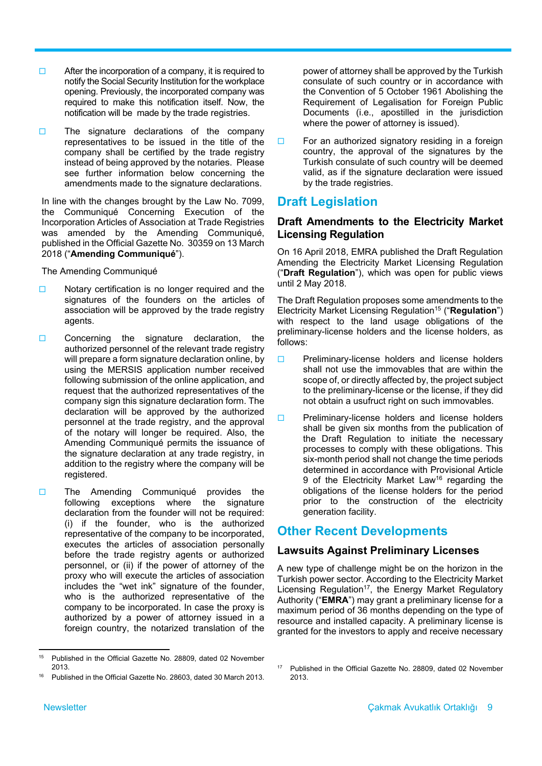- After the incorporation of a company, it is required to notify the Social Security Institution for the workplace opening. Previously, the incorporated company was required to make this notification itself. Now, the notification will be made by the trade registries.

- The signature declarations of the company representatives to be issued in the title of the company shall be certified by the trade registry instead of being approved by the notaries. Please see further information below concerning the amendments made to the signature declarations.

In line with the changes brought by the Law No. 7099, the Communiqué Concerning Execution of the Incorporation Articles of Association at Trade Registries was amended by the Amending Communiqué, published in the Official Gazette No. 30359 on 13 March 2018 ("**Amending Communiqué**").

The Amending Communiqué

- Notary certification is no longer required and the signatures of the founders on the articles of association will be approved by the trade registry agents.

- Concerning the signature declaration, the authorized personnel of the relevant trade registry will prepare a form signature declaration online, by using the MERSIS application number received following submission of the online application, and request that the authorized representatives of the company sign this signature declaration form. The declaration will be approved by the authorized personnel at the trade registry, and the approval of the notary will longer be required. Also, the Amending Communiqué permits the issuance of the signature declaration at any trade registry, in addition to the registry where the company will be registered.

- The Amending Communiqué provides the following exceptions where the signature declaration from the founder will not be required: (i) if the founder, who is the authorized representative of the company to be incorporated, executes the articles of association personally before the trade registry agents or authorized personnel, or (ii) if the power of attorney of the proxy who will execute the articles of association includes the "wet ink" signature of the founder, who is the authorized representative of the company to be incorporated. In case the proxy is authorized by a power of attorney issued in a foreign country, the notarized translation of the power of attorney shall be approved by the Turkish consulate of such country or in accordance with the Convention of 5 October 1961 Abolishing the Requirement of Legalisation for Foreign Public Documents (i.e., apostilled in the jurisdiction where the power of attorney is issued).

- For an authorized signatory residing in a foreign country, the approval of the signatures by the Turkish consulate of such country will be deemed valid, as if the signature declaration were issued by the trade registries.

## Draft Legislation

### Draft Amendments to the Electricity Market Licensing Regulation

On 16 April 2018, EMRA published the Draft Regulation Amending the Electricity Market Licensing Regulation ("**Draft Regulation**"), which was open for public views until 2 May 2018.

The Draft Regulation proposes some amendments to the Electricity Market Licensing Regulation[15] ("**Regulation**") with respect to the land usage obligations of the preliminary-license holders and the license holders, as follows:

- Preliminary-license holders and license holders shall not use the immovables that are within the scope of, or directly affected by, the project subject to the preliminary-license or the license, if they did not obtain a usufruct right on such immovables.

- Preliminary-license holders and license holders shall be given six months from the publication of the Draft Regulation to initiate the necessary processes to comply with these obligations. This six-month period shall not change the time periods determined in accordance with Provisional Article 9 of the Electricity Market Law[16] regarding the obligations of the license holders for the period prior to the construction of the electricity generation facility.

## Other Recent Developments

### Lawsuits Against Preliminary Licenses

A new type of challenge might be on the horizon in the Turkish power sector. According to the Electricity Market Licensing Regulation[17], the Energy Market Regulatory Authority ("**EMRA**") may grant a preliminary license for a maximum period of 36 months depending on the type of resource and installed capacity. A preliminary license is granted for the investors to apply and receive necessary

---

[15] Published in the Official Gazette No. 28809, dated 02 November 2013.

[16] Published in the Official Gazette No. 28603, dated 30 March 2013.

[17] Published in the Official Gazette No. 28809, dated 02 November 2013.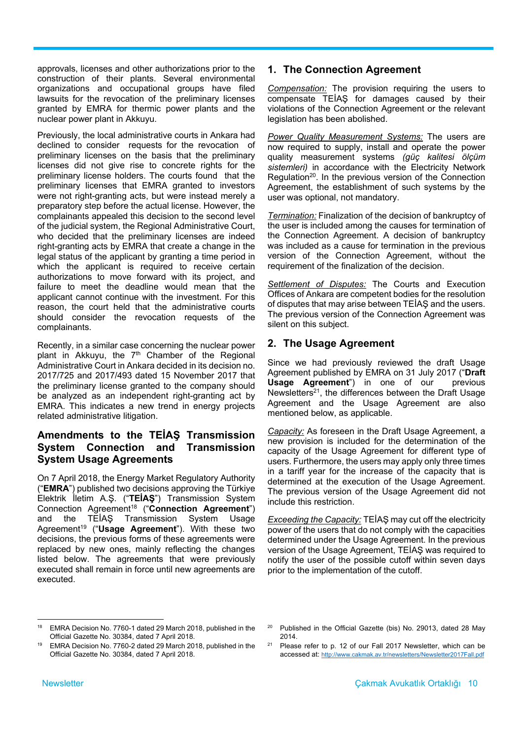approvals, licenses and other authorizations prior to the construction of their plants. Several environmental organizations and occupational groups have filed lawsuits for the revocation of the preliminary licenses granted by EMRA for thermic power plants and the nuclear power plant in Akkuyu.

Previously, the local administrative courts in Ankara had declined to consider requests for the revocation of preliminary licenses on the basis that the preliminary licenses did not give rise to concrete rights for the preliminary license holders. The courts found that the preliminary licenses that EMRA granted to investors were not right-granting acts, but were instead merely a preparatory step before the actual license. However, the complainants appealed this decision to the second level of the judicial system, the Regional Administrative Court, who decided that the preliminary licenses are indeed right-granting acts by EMRA that create a change in the legal status of the applicant by granting a time period in which the applicant is required to receive certain authorizations to move forward with its project, and failure to meet the deadline would mean that the applicant cannot continue with the investment. For this reason, the court held that the administrative courts should consider the revocation requests of the complainants.

Recently, in a similar case concerning the nuclear power plant in Akkuyu, the 7th Chamber of the Regional Administrative Court in Ankara decided in its decision no. 2017/725 and 2017/493 dated 15 November 2017 that the preliminary license granted to the company should be analyzed as an independent right-granting act by EMRA. This indicates a new trend in energy projects related administrative litigation.

## Amendments to the TEİAŞ Transmission System Connection and Transmission System Usage Agreements

On 7 April 2018, the Energy Market Regulatory Authority ("**EMRA**") published two decisions approving the Türkiye Elektrik İletim A.Ş. ("**TEİAŞ**") Transmission System Connection Agreement[18] ("**Connection Agreement**") and the TEİAŞ Transmission System Usage Agreement[19] ("**Usage Agreement**"). With these two decisions, the previous forms of these agreements were replaced by new ones, mainly reflecting the changes listed below. The agreements that were previously executed shall remain in force until new agreements are executed.

### 1. The Connection Agreement

Compensation: The provision requiring the users to compensate TEİAŞ for damages caused by their violations of the Connection Agreement or the relevant legislation has been abolished.

Power Quality Measurement Systems: The users are now required to supply, install and operate the power quality measurement systems *(güç kalitesi ölçüm sistemleri)* in accordance with the Electricity Network Regulation[20]. In the previous version of the Connection Agreement, the establishment of such systems by the user was optional, not mandatory.

Termination: Finalization of the decision of bankruptcy of the user is included among the causes for termination of the Connection Agreement. A decision of bankruptcy was included as a cause for termination in the previous version of the Connection Agreement, without the requirement of the finalization of the decision.

Settlement of Disputes: The Courts and Execution Offices of Ankara are competent bodies for the resolution of disputes that may arise between TEİAŞ and the users. The previous version of the Connection Agreement was silent on this subject.

### 2. The Usage Agreement

Since we had previously reviewed the draft Usage Agreement published by EMRA on 31 July 2017 ("**Draft Usage Agreement**") in one of our previous Newsletters[21], the differences between the Draft Usage Agreement and the Usage Agreement are also mentioned below, as applicable.

Capacity: As foreseen in the Draft Usage Agreement, a new provision is included for the determination of the capacity of the Usage Agreement for different type of users. Furthermore, the users may apply only three times in a tariff year for the increase of the capacity that is determined at the execution of the Usage Agreement. The previous version of the Usage Agreement did not include this restriction.

Exceeding the Capacity: TEİAŞ may cut off the electricity power of the users that do not comply with the capacities determined under the Usage Agreement. In the previous version of the Usage Agreement, TEİAŞ was required to notify the user of the possible cutoff within seven days prior to the implementation of the cutoff.

---

[18] EMRA Decision No. 7760-1 dated 29 March 2018, published in the Official Gazette No. 30384, dated 7 April 2018.

[19] EMRA Decision No. 7760-2 dated 29 March 2018, published in the Official Gazette No. 30384, dated 7 April 2018.

[20] Published in the Official Gazette (bis) No. 29013, dated 28 May 2014.

[21] Please refer to p. 12 of our Fall 2017 Newsletter, which can be accessed at: http://www.cakmak.av.tr/newsletters/Newsletter2017Fall.pdf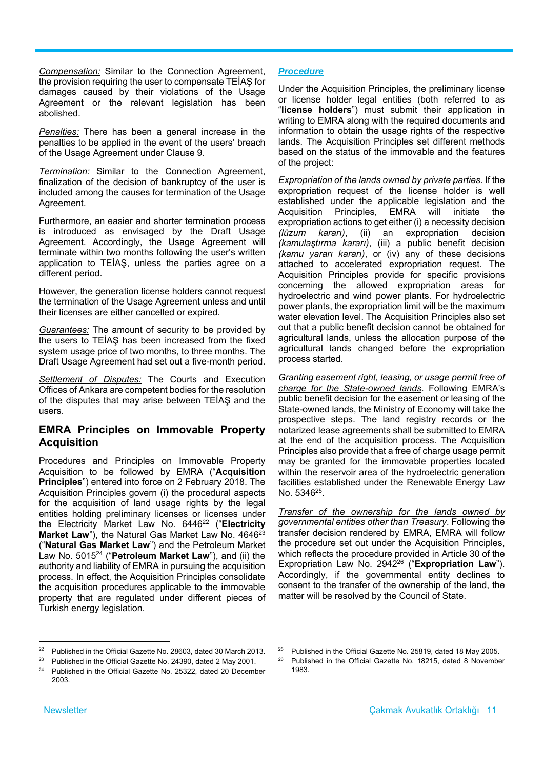*Compensation:* Similar to the Connection Agreement, the provision requiring the user to compensate TEİAŞ for damages caused by their violations of the Usage Agreement or the relevant legislation has been abolished.

*Penalties:* There has been a general increase in the penalties to be applied in the event of the users' breach of the Usage Agreement under Clause 9.

*Termination:* Similar to the Connection Agreement, finalization of the decision of bankruptcy of the user is included among the causes for termination of the Usage Agreement.

Furthermore, an easier and shorter termination process is introduced as envisaged by the Draft Usage Agreement. Accordingly, the Usage Agreement will terminate within two months following the user's written application to TEİAŞ, unless the parties agree on a different period.

However, the generation license holders cannot request the termination of the Usage Agreement unless and until their licenses are either cancelled or expired.

*Guarantees:* The amount of security to be provided by the users to TEİAŞ has been increased from the fixed system usage price of two months, to three months. The Draft Usage Agreement had set out a five-month period.

*Settlement of Disputes:* The Courts and Execution Offices of Ankara are competent bodies for the resolution of the disputes that may arise between TEİAŞ and the users.

## EMRA Principles on Immovable Property Acquisition

Procedures and Principles on Immovable Property Acquisition to be followed by EMRA ("**Acquisition Principles**") entered into force on 2 February 2018. The Acquisition Principles govern (i) the procedural aspects for the acquisition of land usage rights by the legal entities holding preliminary licenses or licenses under the Electricity Market Law No. 6446[22] ("**Electricity Market Law**"), the Natural Gas Market Law No. 4646[23] ("**Natural Gas Market Law**") and the Petroleum Market Law No. 5015[24] ("**Petroleum Market Law**"), and (ii) the authority and liability of EMRA in pursuing the acquisition process. In effect, the Acquisition Principles consolidate the acquisition procedures applicable to the immovable property that are regulated under different pieces of Turkish energy legislation.

### *Procedure*

Under the Acquisition Principles, the preliminary license or license holder legal entities (both referred to as "**license holders**") must submit their application in writing to EMRA along with the required documents and information to obtain the usage rights of the respective lands. The Acquisition Principles set different methods based on the status of the immovable and the features of the project:

*Expropriation of the lands owned by private parties*. If the expropriation request of the license holder is well established under the applicable legislation and the Acquisition Principles, EMRA will initiate the expropriation actions to get either (i) a necessity decision *(lüzum kararı)*, (ii) an expropriation decision *(kamulaştırma kararı)*, (iii) a public benefit decision *(kamu yararı kararı)*, or (iv) any of these decisions attached to accelerated expropriation request. The Acquisition Principles provide for specific provisions concerning the allowed expropriation areas for hydroelectric and wind power plants. For hydroelectric power plants, the expropriation limit will be the maximum water elevation level. The Acquisition Principles also set out that a public benefit decision cannot be obtained for agricultural lands, unless the allocation purpose of the agricultural lands changed before the expropriation process started.

*Granting easement right, leasing, or usage permit free of charge for the State-owned lands*. Following EMRA's public benefit decision for the easement or leasing of the State-owned lands, the Ministry of Economy will take the prospective steps. The land registry records or the notarized lease agreements shall be submitted to EMRA at the end of the acquisition process. The Acquisition Principles also provide that a free of charge usage permit may be granted for the immovable properties located within the reservoir area of the hydroelectric generation facilities established under the Renewable Energy Law No. 5346[25].

*Transfer of the ownership for the lands owned by governmental entities other than Treasury*. Following the transfer decision rendered by EMRA, EMRA will follow the procedure set out under the Acquisition Principles, which reflects the procedure provided in Article 30 of the Expropriation Law No. 2942[26] ("**Expropriation Law**"). Accordingly, if the governmental entity declines to consent to the transfer of the ownership of the land, the matter will be resolved by the Council of State.

---

[22] Published in the Official Gazette No. 28603, dated 30 March 2013.

[23] Published in the Official Gazette No. 24390, dated 2 May 2001.

[24] Published in the Official Gazette No. 25322, dated 20 December 2003.

[25] Published in the Official Gazette No. 25819, dated 18 May 2005.

[26] Published in the Official Gazette No. 18215, dated 8 November 1983.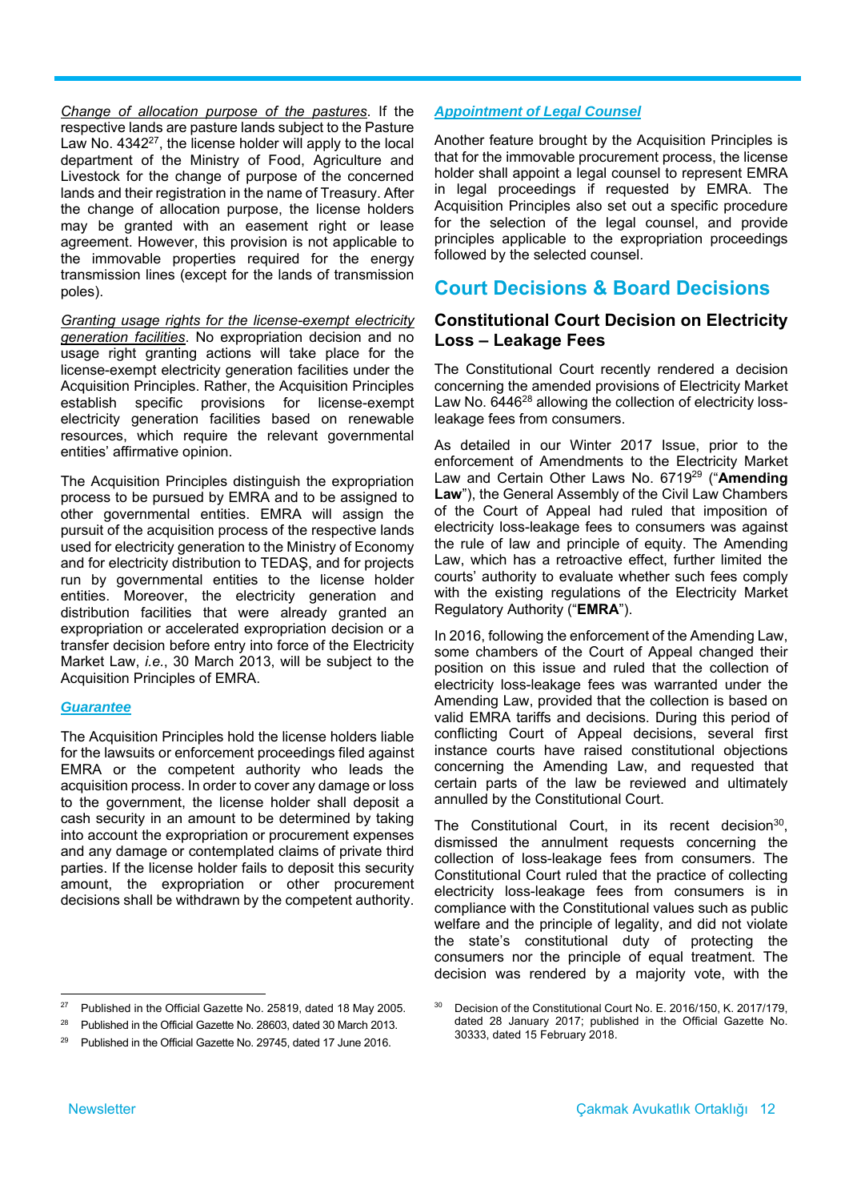*Change of allocation purpose of the pastures*. If the respective lands are pasture lands subject to the Pasture Law No. 4342[27], the license holder will apply to the local department of the Ministry of Food, Agriculture and Livestock for the change of purpose of the concerned lands and their registration in the name of Treasury. After the change of allocation purpose, the license holders may be granted with an easement right or lease agreement. However, this provision is not applicable to the immovable properties required for the energy transmission lines (except for the lands of transmission poles).

*Granting usage rights for the license-exempt electricity generation facilities*. No expropriation decision and no usage right granting actions will take place for the license-exempt electricity generation facilities under the Acquisition Principles. Rather, the Acquisition Principles establish specific provisions for license-exempt electricity generation facilities based on renewable resources, which require the relevant governmental entities' affirmative opinion.

The Acquisition Principles distinguish the expropriation process to be pursued by EMRA and to be assigned to other governmental entities. EMRA will assign the pursuit of the acquisition process of the respective lands used for electricity generation to the Ministry of Economy and for electricity distribution to TEDAŞ, and for projects run by governmental entities to the license holder entities. Moreover, the electricity generation and distribution facilities that were already granted an expropriation or accelerated expropriation decision or a transfer decision before entry into force of the Electricity Market Law, *i.e.*, 30 March 2013, will be subject to the Acquisition Principles of EMRA.

***Guarantee***

The Acquisition Principles hold the license holders liable for the lawsuits or enforcement proceedings filed against EMRA or the competent authority who leads the acquisition process. In order to cover any damage or loss to the government, the license holder shall deposit a cash security in an amount to be determined by taking into account the expropriation or procurement expenses and any damage or contemplated claims of private third parties. If the license holder fails to deposit this security amount, the expropriation or other procurement decisions shall be withdrawn by the competent authority.

***Appointment of Legal Counsel***

Another feature brought by the Acquisition Principles is that for the immovable procurement process, the license holder shall appoint a legal counsel to represent EMRA in legal proceedings if requested by EMRA. The Acquisition Principles also set out a specific procedure for the selection of the legal counsel, and provide principles applicable to the expropriation proceedings followed by the selected counsel.

## Court Decisions & Board Decisions

### Constitutional Court Decision on Electricity Loss – Leakage Fees

The Constitutional Court recently rendered a decision concerning the amended provisions of Electricity Market Law No. 6446[28] allowing the collection of electricity loss-leakage fees from consumers.

As detailed in our Winter 2017 Issue, prior to the enforcement of Amendments to the Electricity Market Law and Certain Other Laws No. 6719[29] ("**Amending Law**"), the General Assembly of the Civil Law Chambers of the Court of Appeal had ruled that imposition of electricity loss-leakage fees to consumers was against the rule of law and principle of equity. The Amending Law, which has a retroactive effect, further limited the courts' authority to evaluate whether such fees comply with the existing regulations of the Electricity Market Regulatory Authority ("**EMRA**").

In 2016, following the enforcement of the Amending Law, some chambers of the Court of Appeal changed their position on this issue and ruled that the collection of electricity loss-leakage fees was warranted under the Amending Law, provided that the collection is based on valid EMRA tariffs and decisions. During this period of conflicting Court of Appeal decisions, several first instance courts have raised constitutional objections concerning the Amending Law, and requested that certain parts of the law be reviewed and ultimately annulled by the Constitutional Court.

The Constitutional Court, in its recent decision[30], dismissed the annulment requests concerning the collection of loss-leakage fees from consumers. The Constitutional Court ruled that the practice of collecting electricity loss-leakage fees from consumers is in compliance with the Constitutional values such as public welfare and the principle of legality, and did not violate the state's constitutional duty of protecting the consumers nor the principle of equal treatment. The decision was rendered by a majority vote, with the

---

[27] Published in the Official Gazette No. 25819, dated 18 May 2005.

[28] Published in the Official Gazette No. 28603, dated 30 March 2013.

[29] Published in the Official Gazette No. 29745, dated 17 June 2016.

[30] Decision of the Constitutional Court No. E. 2016/150, K. 2017/179, dated 28 January 2017; published in the Official Gazette No. 30333, dated 15 February 2018.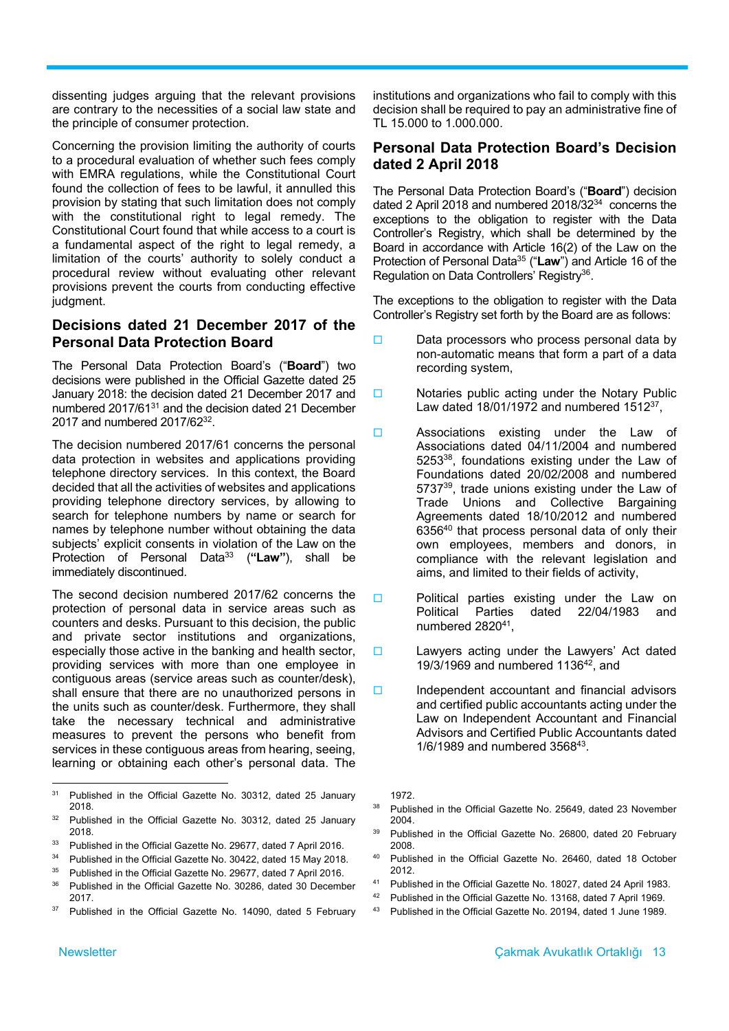dissenting judges arguing that the relevant provisions are contrary to the necessities of a social law state and the principle of consumer protection.

Concerning the provision limiting the authority of courts to a procedural evaluation of whether such fees comply with EMRA regulations, while the Constitutional Court found the collection of fees to be lawful, it annulled this provision by stating that such limitation does not comply with the constitutional right to legal remedy. The Constitutional Court found that while access to a court is a fundamental aspect of the right to legal remedy, a limitation of the courts' authority to solely conduct a procedural review without evaluating other relevant provisions prevent the courts from conducting effective judgment.

## Decisions dated 21 December 2017 of the Personal Data Protection Board

The Personal Data Protection Board's ("**Board**") two decisions were published in the Official Gazette dated 25 January 2018: the decision dated 21 December 2017 and numbered 2017/61[31] and the decision dated 21 December 2017 and numbered 2017/62[32].

The decision numbered 2017/61 concerns the personal data protection in websites and applications providing telephone directory services. In this context, the Board decided that all the activities of websites and applications providing telephone directory services, by allowing to search for telephone numbers by name or search for names by telephone number without obtaining the data subjects' explicit consents in violation of the Law on the Protection of Personal Data[33] (**"Law"**), shall be immediately discontinued.

The second decision numbered 2017/62 concerns the protection of personal data in service areas such as counters and desks. Pursuant to this decision, the public and private sector institutions and organizations, especially those active in the banking and health sector, providing services with more than one employee in contiguous areas (service areas such as counter/desk), shall ensure that there are no unauthorized persons in the units such as counter/desk. Furthermore, they shall take the necessary technical and administrative measures to prevent the persons who benefit from services in these contiguous areas from hearing, seeing, learning or obtaining each other's personal data. The institutions and organizations who fail to comply with this decision shall be required to pay an administrative fine of TL 15.000 to 1.000.000.

## Personal Data Protection Board's Decision dated 2 April 2018

The Personal Data Protection Board's ("**Board**") decision dated 2 April 2018 and numbered 2018/32[34] concerns the exceptions to the obligation to register with the Data Controller's Registry, which shall be determined by the Board in accordance with Article 16(2) of the Law on the Protection of Personal Data[35] ("**Law**") and Article 16 of the Regulation on Data Controllers' Registry[36].

The exceptions to the obligation to register with the Data Controller's Registry set forth by the Board are as follows:

- Data processors who process personal data by non-automatic means that form a part of a data recording system,
- Notaries public acting under the Notary Public Law dated 18/01/1972 and numbered 1512[37],
- Associations existing under the Law of Associations dated 04/11/2004 and numbered 5253[38], foundations existing under the Law of Foundations dated 20/02/2008 and numbered 5737[39], trade unions existing under the Law of Trade Unions and Collective Bargaining Agreements dated 18/10/2012 and numbered 6356[40] that process personal data of only their own employees, members and donors, in compliance with the relevant legislation and aims, and limited to their fields of activity,
- Political parties existing under the Law on Political Parties dated 22/04/1983 and numbered 2820[41],
- Lawyers acting under the Lawyers' Act dated 19/3/1969 and numbered 1136[42], and
- Independent accountant and financial advisors and certified public accountants acting under the Law on Independent Accountant and Financial Advisors and Certified Public Accountants dated 1/6/1989 and numbered 3568[43].

---

[31] Published in the Official Gazette No. 30312, dated 25 January 2018.

[32] Published in the Official Gazette No. 30312, dated 25 January 2018.

[33] Published in the Official Gazette No. 29677, dated 7 April 2016.

[34] Published in the Official Gazette No. 30422, dated 15 May 2018.

[35] Published in the Official Gazette No. 29677, dated 7 April 2016.

[36] Published in the Official Gazette No. 30286, dated 30 December 2017.

[37] Published in the Official Gazette No. 14090, dated 5 February 1972.

[38] Published in the Official Gazette No. 25649, dated 23 November 2004.

[39] Published in the Official Gazette No. 26800, dated 20 February 2008.

[40] Published in the Official Gazette No. 26460, dated 18 October 2012.

[41] Published in the Official Gazette No. 18027, dated 24 April 1983.

[42] Published in the Official Gazette No. 13168, dated 7 April 1969.

[43] Published in the Official Gazette No. 20194, dated 1 June 1989.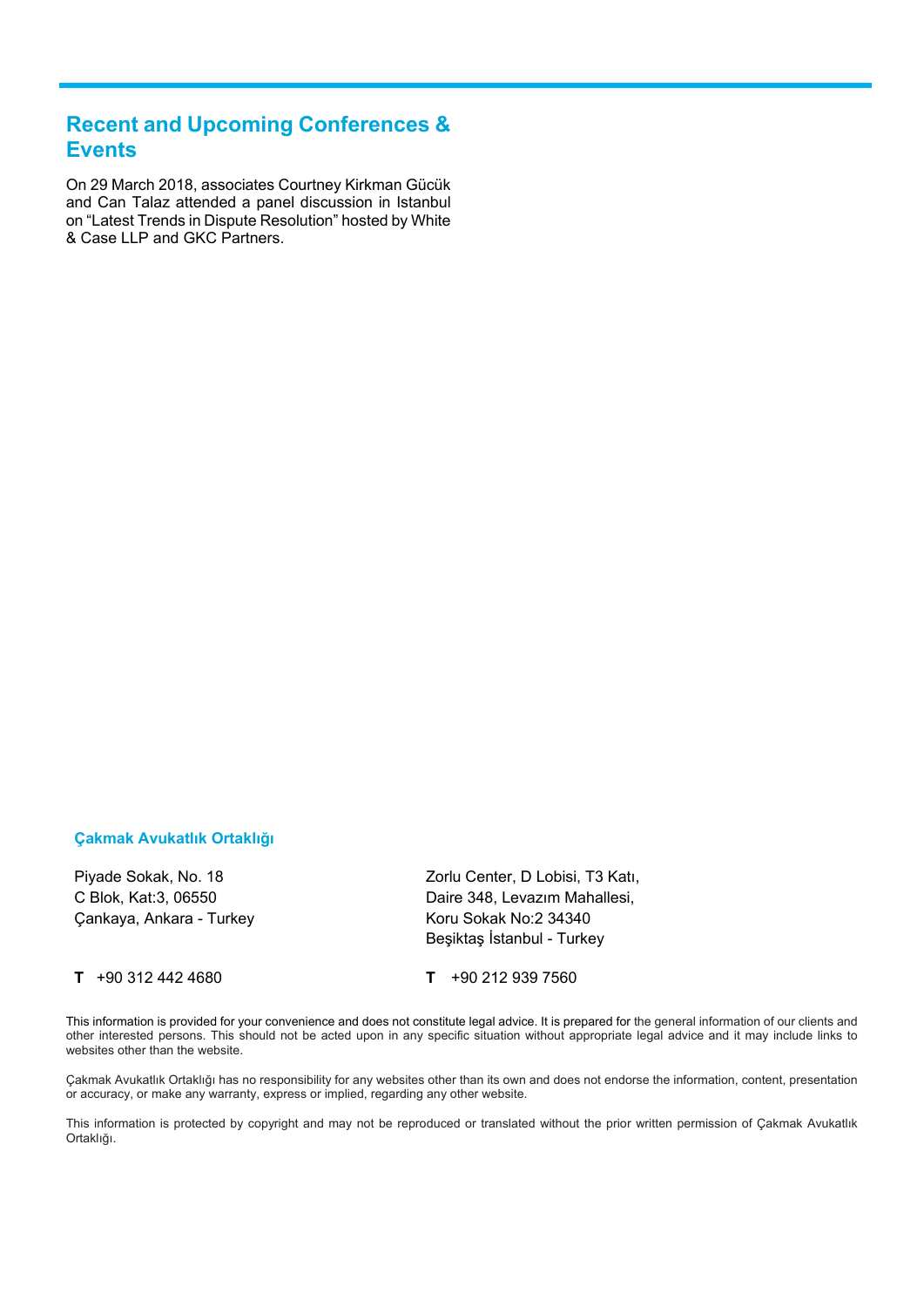## Recent and Upcoming Conferences & Events

On 29 March 2018, associates Courtney Kirkman Gücük and Can Talaz attended a panel discussion in Istanbul on “Latest Trends in Dispute Resolution” hosted by White & Case LLP and GKC Partners.

**Çakmak Avukatlık Ortaklığı**

Piyade Sokak, No. 18
C Blok, Kat:3, 06550
Çankaya, Ankara - Turkey

**T** +90 312 442 4680

Zorlu Center, D Lobisi, T3 Katı,
Daire 348, Levazım Mahallesi,
Koru Sokak No:2 34340
Beşiktaş İstanbul - Turkey

**T** +90 212 939 7560

This information is provided for your convenience and does not constitute legal advice. It is prepared for the general information of our clients and other interested persons. This should not be acted upon in any specific situation without appropriate legal advice and it may include links to websites other than the website.

Çakmak Avukatlık Ortaklığı has no responsibility for any websites other than its own and does not endorse the information, content, presentation or accuracy, or make any warranty, express or implied, regarding any other website.

This information is protected by copyright and may not be reproduced or translated without the prior written permission of Çakmak Avukatlık Ortaklığı.